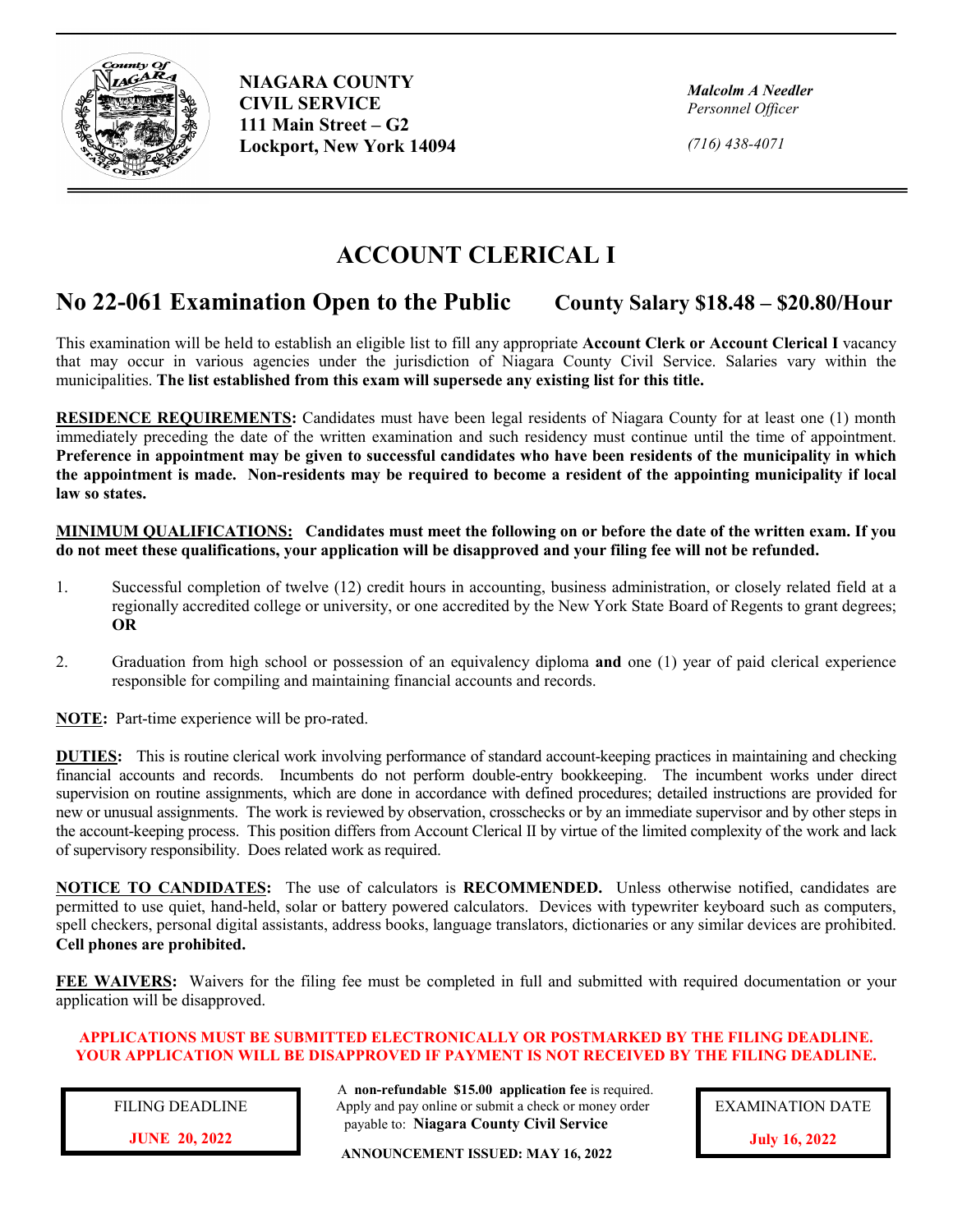**NIAGARA COUNTY**
**CIVIL SERVICE**
**111 Main Street – G2**
**Lockport, New York 14094**

***Malcolm A Needler***
*Personnel Officer*

*(716) 438-4071*

# ACCOUNT CLERICAL I

## No 22-061 Examination Open to the Public — County Salary $18.48 – $20.80/Hour

This examination will be held to establish an eligible list to fill any appropriate **Account Clerk or Account Clerical I** vacancy that may occur in various agencies under the jurisdiction of Niagara County Civil Service. Salaries vary within the municipalities. **The list established from this exam will supersede any existing list for this title.**

**RESIDENCE REQUIREMENTS:** Candidates must have been legal residents of Niagara County for at least one (1) month immediately preceding the date of the written examination and such residency must continue until the time of appointment. **Preference in appointment may be given to successful candidates who have been residents of the municipality in which the appointment is made. Non-residents may be required to become a resident of the appointing municipality if local law so states.**

**MINIMUM QUALIFICATIONS: Candidates must meet the following on or before the date of the written exam. If you do not meet these qualifications, your application will be disapproved and your filing fee will not be refunded.**

1. Successful completion of twelve (12) credit hours in accounting, business administration, or closely related field at a regionally accredited college or university, or one accredited by the New York State Board of Regents to grant degrees; **OR**

2. Graduation from high school or possession of an equivalency diploma **and** one (1) year of paid clerical experience responsible for compiling and maintaining financial accounts and records.

**NOTE:** Part-time experience will be pro-rated.

**DUTIES:** This is routine clerical work involving performance of standard account-keeping practices in maintaining and checking financial accounts and records. Incumbents do not perform double-entry bookkeeping. The incumbent works under direct supervision on routine assignments, which are done in accordance with defined procedures; detailed instructions are provided for new or unusual assignments. The work is reviewed by observation, crosschecks or by an immediate supervisor and by other steps in the account-keeping process. This position differs from Account Clerical II by virtue of the limited complexity of the work and lack of supervisory responsibility. Does related work as required.

**NOTICE TO CANDIDATES:** The use of calculators is **RECOMMENDED.** Unless otherwise notified, candidates are permitted to use quiet, hand-held, solar or battery powered calculators. Devices with typewriter keyboard such as computers, spell checkers, personal digital assistants, address books, language translators, dictionaries or any similar devices are prohibited. **Cell phones are prohibited.**

**FEE WAIVERS:** Waivers for the filing fee must be completed in full and submitted with required documentation or your application will be disapproved.

**APPLICATIONS MUST BE SUBMITTED ELECTRONICALLY OR POSTMARKED BY THE FILING DEADLINE. YOUR APPLICATION WILL BE DISAPPROVED IF PAYMENT IS NOT RECEIVED BY THE FILING DEADLINE.**

FILING DEADLINE
**JUNE 20, 2022**

A **non-refundable $15.00 application fee** is required. Apply and pay online or submit a check or money order payable to: **Niagara County Civil Service**

**ANNOUNCEMENT ISSUED: MAY 16, 2022**

EXAMINATION DATE
**July 16, 2022**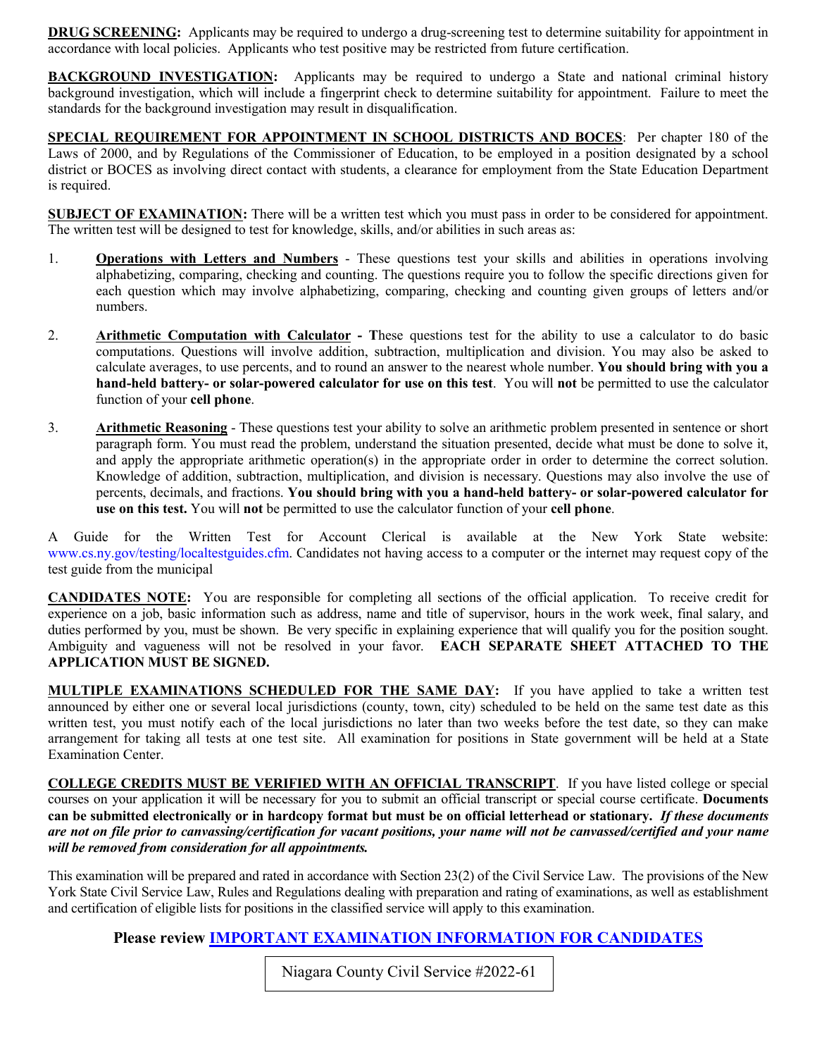**DRUG SCREENING:** Applicants may be required to undergo a drug-screening test to determine suitability for appointment in accordance with local policies. Applicants who test positive may be restricted from future certification.

**BACKGROUND INVESTIGATION:** Applicants may be required to undergo a State and national criminal history background investigation, which will include a fingerprint check to determine suitability for appointment. Failure to meet the standards for the background investigation may result in disqualification.

**SPECIAL REQUIREMENT FOR APPOINTMENT IN SCHOOL DISTRICTS AND BOCES**: Per chapter 180 of the Laws of 2000, and by Regulations of the Commissioner of Education, to be employed in a position designated by a school district or BOCES as involving direct contact with students, a clearance for employment from the State Education Department is required.

**SUBJECT OF EXAMINATION:** There will be a written test which you must pass in order to be considered for appointment. The written test will be designed to test for knowledge, skills, and/or abilities in such areas as:

1. **Operations with Letters and Numbers** - These questions test your skills and abilities in operations involving alphabetizing, comparing, checking and counting. The questions require you to follow the specific directions given for each question which may involve alphabetizing, comparing, checking and counting given groups of letters and/or numbers.

2. **Arithmetic Computation with Calculator - T**hese questions test for the ability to use a calculator to do basic computations. Questions will involve addition, subtraction, multiplication and division. You may also be asked to calculate averages, to use percents, and to round an answer to the nearest whole number. **You should bring with you a hand-held battery- or solar-powered calculator for use on this test**. You will **not** be permitted to use the calculator function of your **cell phone**.

3. **Arithmetic Reasoning** - These questions test your ability to solve an arithmetic problem presented in sentence or short paragraph form. You must read the problem, understand the situation presented, decide what must be done to solve it, and apply the appropriate arithmetic operation(s) in the appropriate order in order to determine the correct solution. Knowledge of addition, subtraction, multiplication, and division is necessary. Questions may also involve the use of percents, decimals, and fractions. **You should bring with you a hand-held battery- or solar-powered calculator for use on this test.** You will **not** be permitted to use the calculator function of your **cell phone**.

A Guide for the Written Test for Account Clerical is available at the New York State website: www.cs.ny.gov/testing/localtestguides.cfm. Candidates not having access to a computer or the internet may request copy of the test guide from the municipal

**CANDIDATES NOTE:** You are responsible for completing all sections of the official application. To receive credit for experience on a job, basic information such as address, name and title of supervisor, hours in the work week, final salary, and duties performed by you, must be shown. Be very specific in explaining experience that will qualify you for the position sought. Ambiguity and vagueness will not be resolved in your favor. **EACH SEPARATE SHEET ATTACHED TO THE APPLICATION MUST BE SIGNED.**

**MULTIPLE EXAMINATIONS SCHEDULED FOR THE SAME DAY:** If you have applied to take a written test announced by either one or several local jurisdictions (county, town, city) scheduled to be held on the same test date as this written test, you must notify each of the local jurisdictions no later than two weeks before the test date, so they can make arrangement for taking all tests at one test site. All examination for positions in State government will be held at a State Examination Center.

**COLLEGE CREDITS MUST BE VERIFIED WITH AN OFFICIAL TRANSCRIPT**. If you have listed college or special courses on your application it will be necessary for you to submit an official transcript or special course certificate. **Documents can be submitted electronically or in hardcopy format but must be on official letterhead or stationary.** ***If these documents are not on file prior to canvassing/certification for vacant positions, your name will not be canvassed/certified and your name will be removed from consideration for all appointments.***

This examination will be prepared and rated in accordance with Section 23(2) of the Civil Service Law. The provisions of the New York State Civil Service Law, Rules and Regulations dealing with preparation and rating of examinations, as well as establishment and certification of eligible lists for positions in the classified service will apply to this examination.

**Please review IMPORTANT EXAMINATION INFORMATION FOR CANDIDATES**

Niagara County Civil Service #2022-61